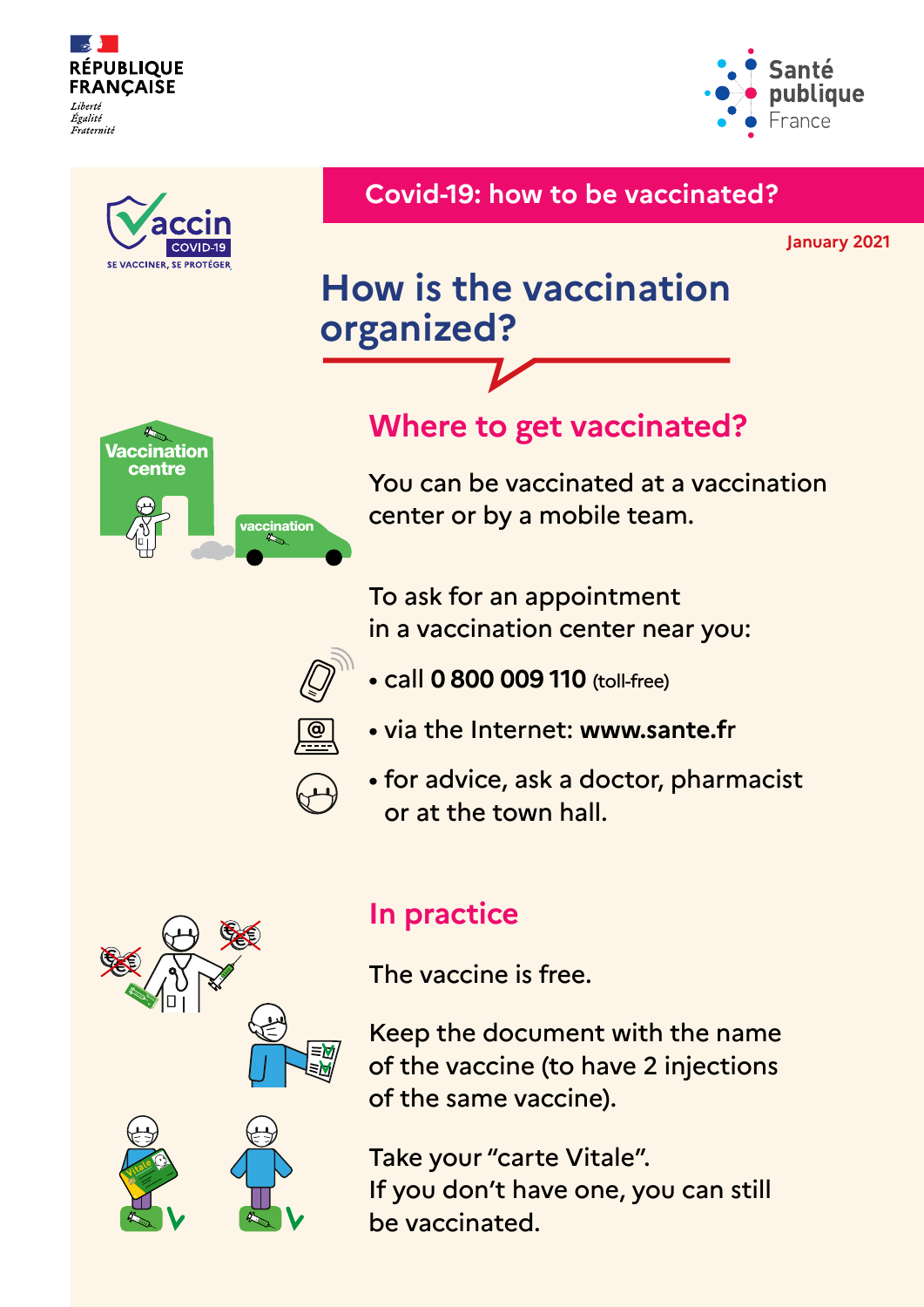RÉPUBLIQUE FRANÇAISE

*Liberté*
*Égalité*
*Fraternité*

Santé publique France

Vaccin COVID-19
SE VACCINER, SE PROTÉGER

## Covid-19: how to be vaccinated?

January 2021

# How is the vaccination organized?

## Where to get vaccinated?

You can be vaccinated at a vaccination center or by a mobile team.

To ask for an appointment in a vaccination center near you:

- call **0 800 009 110** (toll-free)
- via the Internet: **www.sante.fr**
- for advice, ask a doctor, pharmacist or at the town hall.

## In practice

The vaccine is free.

Keep the document with the name of the vaccine (to have 2 injections of the same vaccine).

Take your "carte Vitale".
If you don't have one, you can still be vaccinated.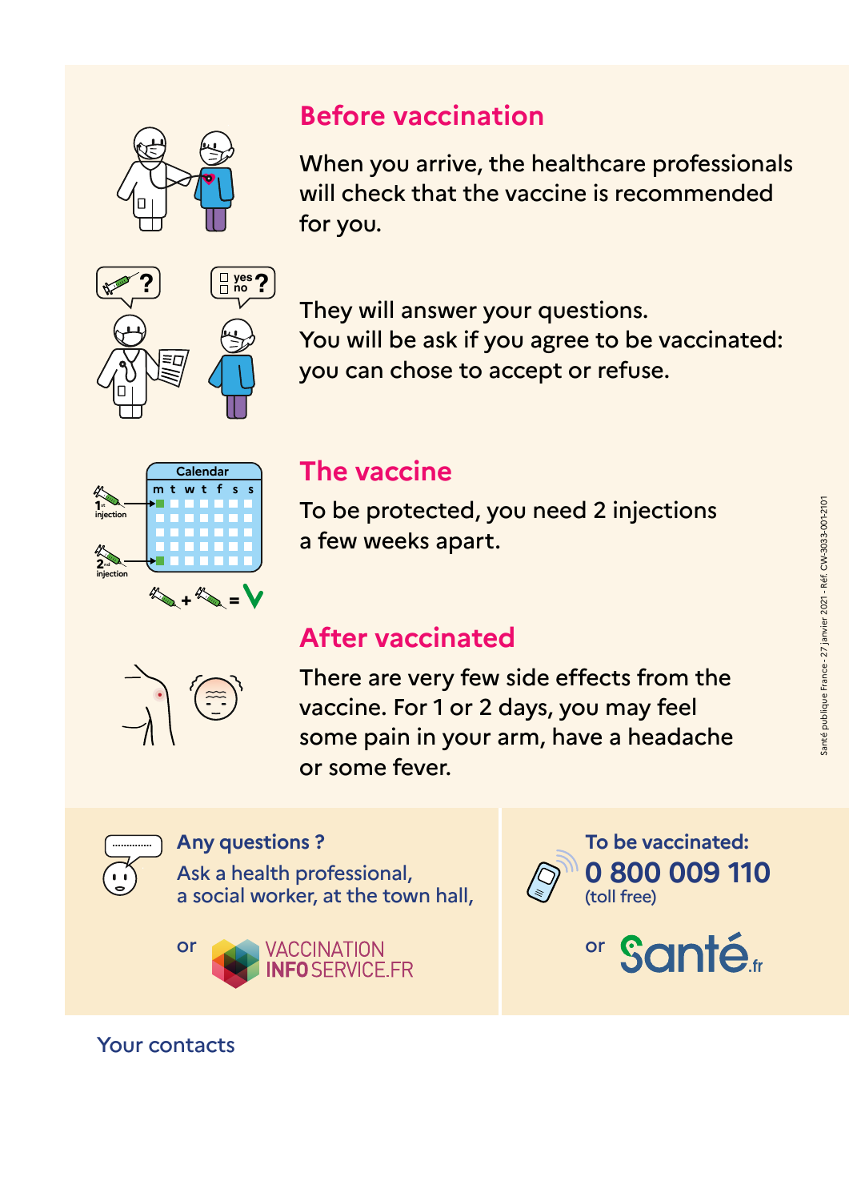## Before vaccination

When you arrive, the healthcare professionals will check that the vaccine is recommended for you.

They will answer your questions.
You will be ask if you agree to be vaccinated: you can chose to accept or refuse.

## The vaccine

To be protected, you need 2 injections a few weeks apart.

## After vaccinated

There are very few side effects from the vaccine. For 1 or 2 days, you may feel some pain in your arm, have a headache or some fever.

**Any questions ?**
Ask a health professional, a social worker, at the town hall,

or VACCINATION INFO SERVICE.FR

**To be vaccinated:**
**0 800 009 110**
(toll free)

or Santé.fr

Your contacts

Santé publique France - 27 janvier 2021 - Réf. CW-3033-001-2101